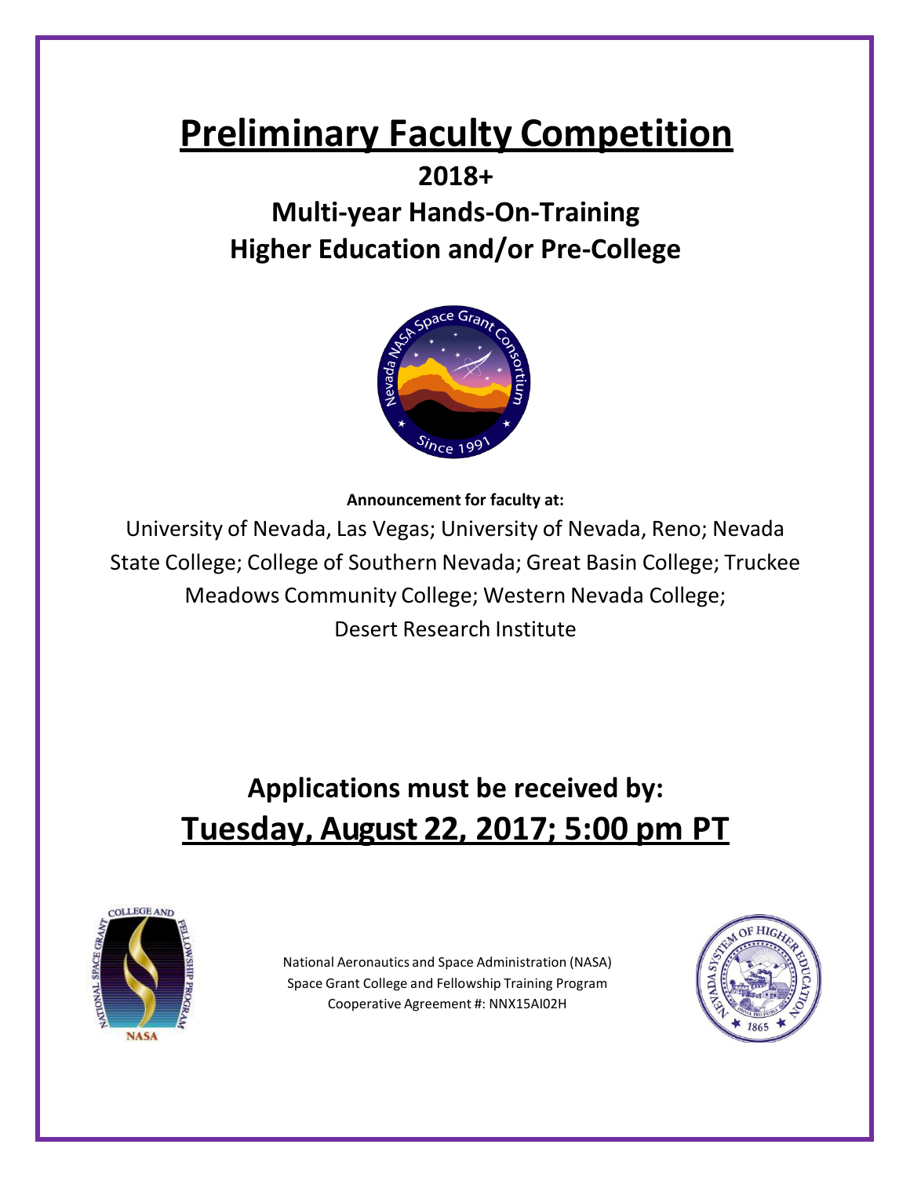# Preliminary Faculty Competition

## 2018+

## Multi-year Hands-On-Training

## Higher Education and/or Pre-College

**Announcement for faculty at:**

University of Nevada, Las Vegas; University of Nevada, Reno; Nevada State College; College of Southern Nevada; Great Basin College; Truckee Meadows Community College; Western Nevada College; Desert Research Institute

## Applications must be received by:

## Tuesday, August 22, 2017; 5:00 pm PT

National Aeronautics and Space Administration (NASA)
Space Grant College and Fellowship Training Program
Cooperative Agreement #: NNX15AI02H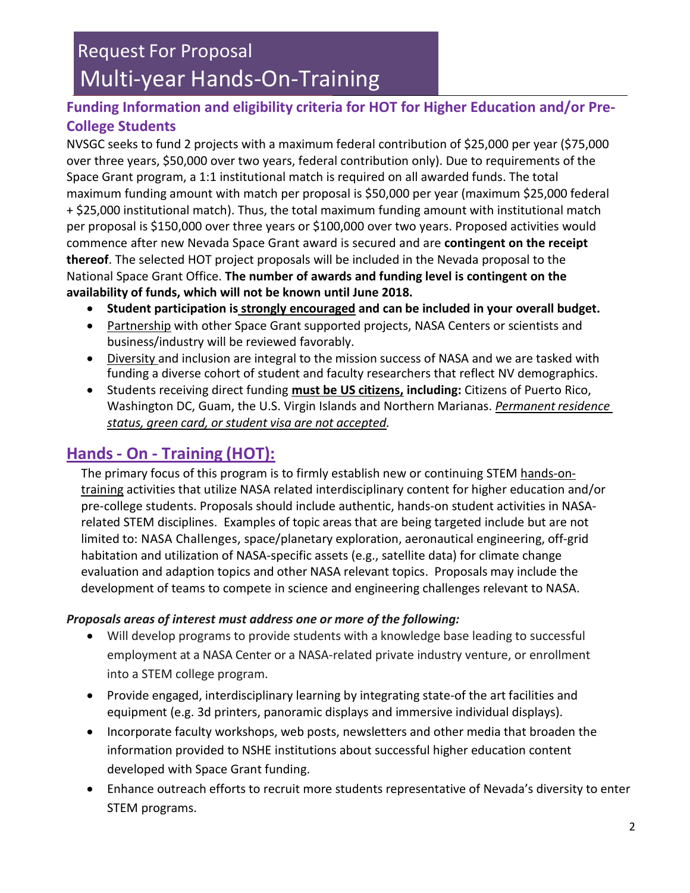# Request For Proposal
# Multi-year Hands-On-Training

## Funding Information and eligibility criteria for HOT for Higher Education and/or Pre-College Students

NVSGC seeks to fund 2 projects with a maximum federal contribution of $25,000 per year ($75,000 over three years, $50,000 over two years, federal contribution only). Due to requirements of the Space Grant program, a 1:1 institutional match is required on all awarded funds. The total maximum funding amount with match per proposal is $50,000 per year (maximum $25,000 federal + $25,000 institutional match). Thus, the total maximum funding amount with institutional match per proposal is $150,000 over three years or $100,000 over two years. Proposed activities would commence after new Nevada Space Grant award is secured and are **contingent on the receipt thereof**. The selected HOT project proposals will be included in the Nevada proposal to the National Space Grant Office. **The number of awards and funding level is contingent on the availability of funds, which will not be known until June 2018.**

- **Student participation is strongly encouraged and can be included in your overall budget.**
- Partnership with other Space Grant supported projects, NASA Centers or scientists and business/industry will be reviewed favorably.
- Diversity and inclusion are integral to the mission success of NASA and we are tasked with funding a diverse cohort of student and faculty researchers that reflect NV demographics.
- Students receiving direct funding **must be US citizens, including:** Citizens of Puerto Rico, Washington DC, Guam, the U.S. Virgin Islands and Northern Marianas. *Permanent residence status, green card, or student visa are not accepted.*

## Hands - On - Training (HOT):

The primary focus of this program is to firmly establish new or continuing STEM hands-on-training activities that utilize NASA related interdisciplinary content for higher education and/or pre-college students. Proposals should include authentic, hands-on student activities in NASA-related STEM disciplines. Examples of topic areas that are being targeted include but are not limited to: NASA Challenges, space/planetary exploration, aeronautical engineering, off-grid habitation and utilization of NASA-specific assets (e.g., satellite data) for climate change evaluation and adaption topics and other NASA relevant topics. Proposals may include the development of teams to compete in science and engineering challenges relevant to NASA.

***Proposals areas of interest must address one or more of the following:***

- Will develop programs to provide students with a knowledge base leading to successful employment at a NASA Center or a NASA-related private industry venture, or enrollment into a STEM college program.
- Provide engaged, interdisciplinary learning by integrating state-of the art facilities and equipment (e.g. 3d printers, panoramic displays and immersive individual displays).
- Incorporate faculty workshops, web posts, newsletters and other media that broaden the information provided to NSHE institutions about successful higher education content developed with Space Grant funding.
- Enhance outreach efforts to recruit more students representative of Nevada's diversity to enter STEM programs.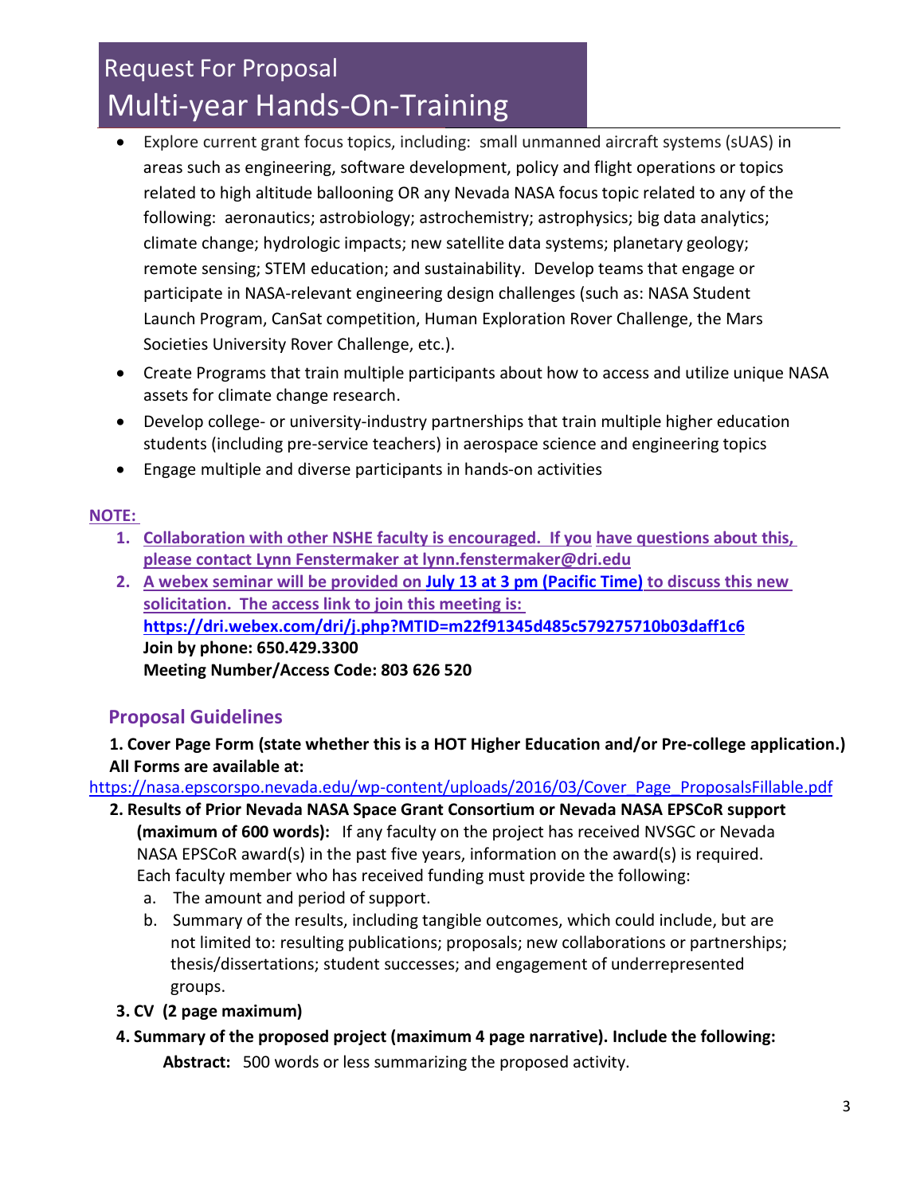# Request For Proposal
## Multi-year Hands-On-Training

- Explore current grant focus topics, including: small unmanned aircraft systems (sUAS) in areas such as engineering, software development, policy and flight operations or topics related to high altitude ballooning OR any Nevada NASA focus topic related to any of the following: aeronautics; astrobiology; astrochemistry; astrophysics; big data analytics; climate change; hydrologic impacts; new satellite data systems; planetary geology; remote sensing; STEM education; and sustainability. Develop teams that engage or participate in NASA-relevant engineering design challenges (such as: NASA Student Launch Program, CanSat competition, Human Exploration Rover Challenge, the Mars Societies University Rover Challenge, etc.).
- Create Programs that train multiple participants about how to access and utilize unique NASA assets for climate change research.
- Develop college- or university-industry partnerships that train multiple higher education students (including pre-service teachers) in aerospace science and engineering topics
- Engage multiple and diverse participants in hands-on activities

**NOTE:**

1. **Collaboration with other NSHE faculty is encouraged. If you have questions about this, please contact Lynn Fenstermaker at lynn.fenstermaker@dri.edu**
2. **A webex seminar will be provided on July 13 at 3 pm (Pacific Time) to discuss this new solicitation. The access link to join this meeting is: https://dri.webex.com/dri/j.php?MTID=m22f91345d485c579275710b03daff1c6**
   **Join by phone: 650.429.3300**
   **Meeting Number/Access Code: 803 626 520**

## Proposal Guidelines

**1. Cover Page Form (state whether this is a HOT Higher Education and/or Pre-college application.) All Forms are available at:**
https://nasa.epscorspo.nevada.edu/wp-content/uploads/2016/03/Cover_Page_ProposalsFillable.pdf

**2. Results of Prior Nevada NASA Space Grant Consortium or Nevada NASA EPSCoR support (maximum of 600 words):** If any faculty on the project has received NVSGC or Nevada NASA EPSCoR award(s) in the past five years, information on the award(s) is required. Each faculty member who has received funding must provide the following:

a. The amount and period of support.
b. Summary of the results, including tangible outcomes, which could include, but are not limited to: resulting publications; proposals; new collaborations or partnerships; thesis/dissertations; student successes; and engagement of underrepresented groups.

**3. CV (2 page maximum)**

**4. Summary of the proposed project (maximum 4 page narrative). Include the following:**

**Abstract:** 500 words or less summarizing the proposed activity.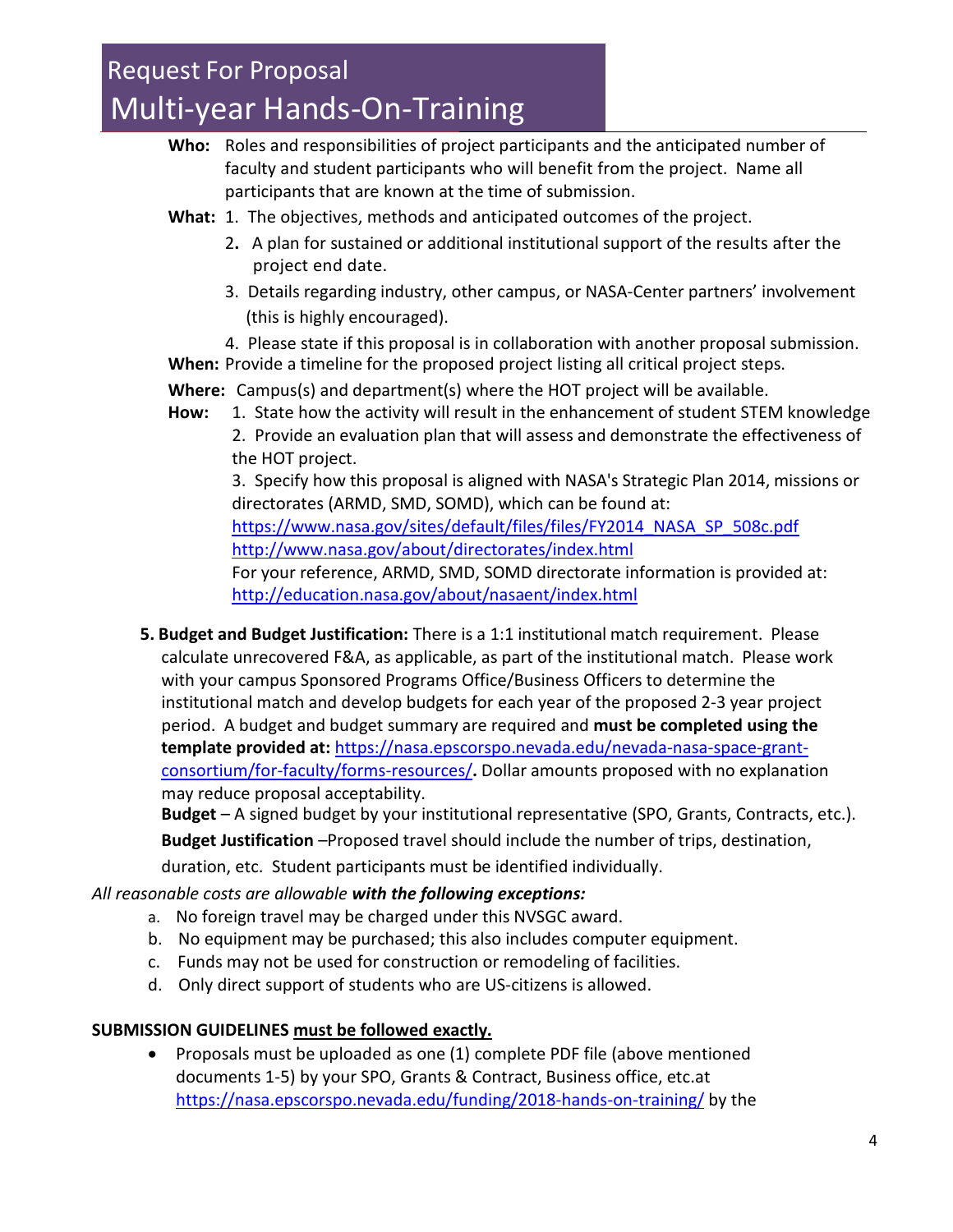**Who:** Roles and responsibilities of project participants and the anticipated number of faculty and student participants who will benefit from the project. Name all participants that are known at the time of submission.

**What:**
1. The objectives, methods and anticipated outcomes of the project.
2. A plan for sustained or additional institutional support of the results after the project end date.
3. Details regarding industry, other campus, or NASA-Center partners' involvement (this is highly encouraged).
4. Please state if this proposal is in collaboration with another proposal submission.

**When:** Provide a timeline for the proposed project listing all critical project steps.

**Where:** Campus(s) and department(s) where the HOT project will be available.

**How:**
1. State how the activity will result in the enhancement of student STEM knowledge
2. Provide an evaluation plan that will assess and demonstrate the effectiveness of the HOT project.
3. Specify how this proposal is aligned with NASA's Strategic Plan 2014, missions or directorates (ARMD, SMD, SOMD), which can be found at:
[https://www.nasa.gov/sites/default/files/files/FY2014_NASA_SP_508c.pdf](https://www.nasa.gov/sites/default/files/files/FY2014_NASA_SP_508c.pdf)
[http://www.nasa.gov/about/directorates/index.html](http://www.nasa.gov/about/directorates/index.html)
For your reference, ARMD, SMD, SOMD directorate information is provided at:
[http://education.nasa.gov/about/nasaent/index.html](http://education.nasa.gov/about/nasaent/index.html)

**5. Budget and Budget Justification:** There is a 1:1 institutional match requirement. Please calculate unrecovered F&A, as applicable, as part of the institutional match. Please work with your campus Sponsored Programs Office/Business Officers to determine the institutional match and develop budgets for each year of the proposed 2-3 year project period. A budget and budget summary are required and **must be completed using the template provided at:** [https://nasa.epscorspo.nevada.edu/nevada-nasa-space-grant-consortium/for-faculty/forms-resources/](https://nasa.epscorspo.nevada.edu/nevada-nasa-space-grant-consortium/for-faculty/forms-resources/)**.** Dollar amounts proposed with no explanation may reduce proposal acceptability.

**Budget** – A signed budget by your institutional representative (SPO, Grants, Contracts, etc.).

**Budget Justification** –Proposed travel should include the number of trips, destination, duration, etc. Student participants must be identified individually.

*All reasonable costs are allowable **with the following exceptions:***

a. No foreign travel may be charged under this NVSGC award.
b. No equipment may be purchased; this also includes computer equipment.
c. Funds may not be used for construction or remodeling of facilities.
d. Only direct support of students who are US-citizens is allowed.

**SUBMISSION GUIDELINES <u>must be followed exactly.</u>**

- Proposals must be uploaded as one (1) complete PDF file (above mentioned documents 1-5) by your SPO, Grants & Contract, Business office, etc.at [https://nasa.epscorspo.nevada.edu/funding/2018-hands-on-training/](https://nasa.epscorspo.nevada.edu/funding/2018-hands-on-training/) by the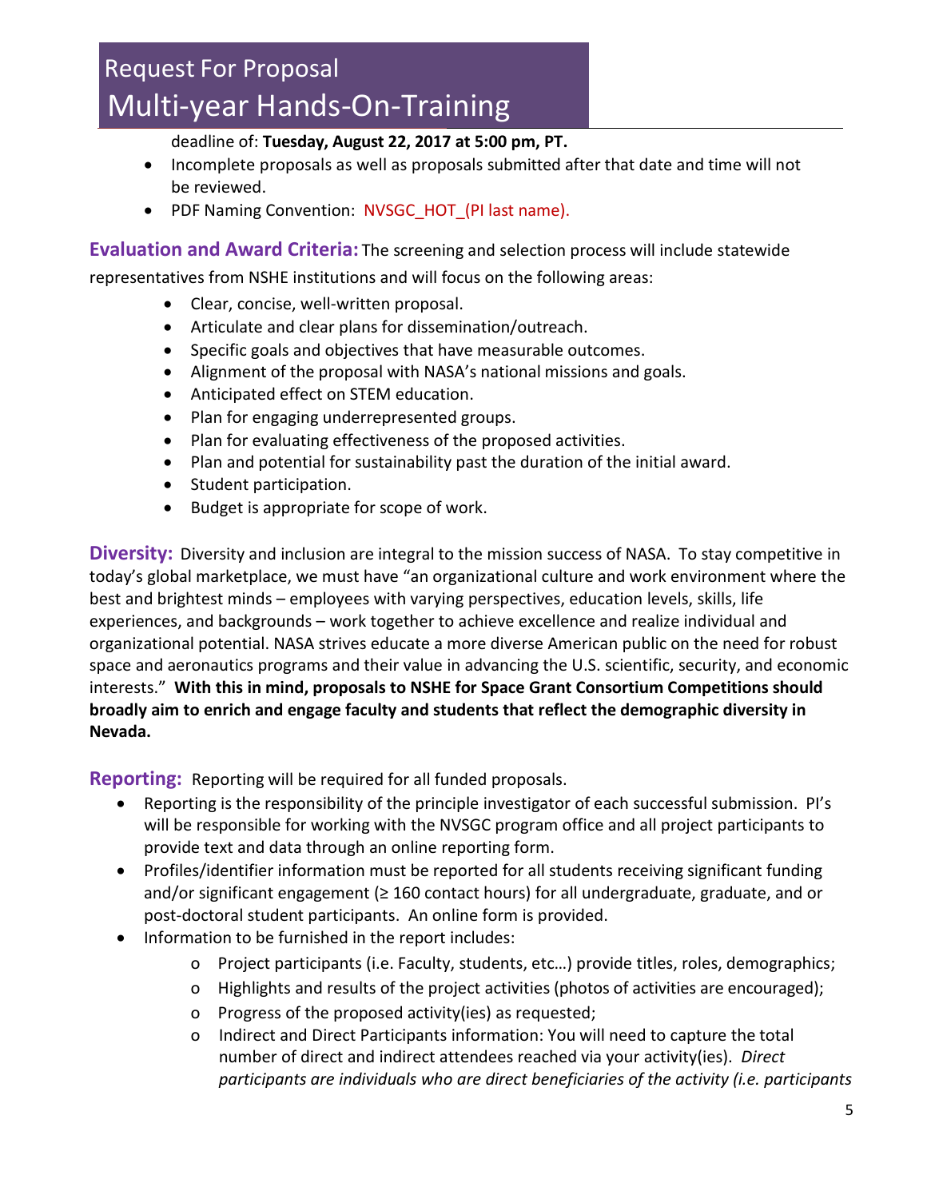deadline of: **Tuesday, August 22, 2017 at 5:00 pm, PT.**

- Incomplete proposals as well as proposals submitted after that date and time will not be reviewed.
- PDF Naming Convention: NVSGC_HOT_(PI last name).

**Evaluation and Award Criteria:** The screening and selection process will include statewide representatives from NSHE institutions and will focus on the following areas:

- Clear, concise, well-written proposal.
- Articulate and clear plans for dissemination/outreach.
- Specific goals and objectives that have measurable outcomes.
- Alignment of the proposal with NASA's national missions and goals.
- Anticipated effect on STEM education.
- Plan for engaging underrepresented groups.
- Plan for evaluating effectiveness of the proposed activities.
- Plan and potential for sustainability past the duration of the initial award.
- Student participation.
- Budget is appropriate for scope of work.

**Diversity:** Diversity and inclusion are integral to the mission success of NASA. To stay competitive in today's global marketplace, we must have "an organizational culture and work environment where the best and brightest minds – employees with varying perspectives, education levels, skills, life experiences, and backgrounds – work together to achieve excellence and realize individual and organizational potential. NASA strives educate a more diverse American public on the need for robust space and aeronautics programs and their value in advancing the U.S. scientific, security, and economic interests." **With this in mind, proposals to NSHE for Space Grant Consortium Competitions should broadly aim to enrich and engage faculty and students that reflect the demographic diversity in Nevada.**

**Reporting:** Reporting will be required for all funded proposals.

- Reporting is the responsibility of the principle investigator of each successful submission. PI's will be responsible for working with the NVSGC program office and all project participants to provide text and data through an online reporting form.
- Profiles/identifier information must be reported for all students receiving significant funding and/or significant engagement (≥ 160 contact hours) for all undergraduate, graduate, and or post-doctoral student participants. An online form is provided.
- Information to be furnished in the report includes:
    - Project participants (i.e. Faculty, students, etc…) provide titles, roles, demographics;
    - Highlights and results of the project activities (photos of activities are encouraged);
    - Progress of the proposed activity(ies) as requested;
    - Indirect and Direct Participants information: You will need to capture the total number of direct and indirect attendees reached via your activity(ies). *Direct participants are individuals who are direct beneficiaries of the activity (i.e. participants*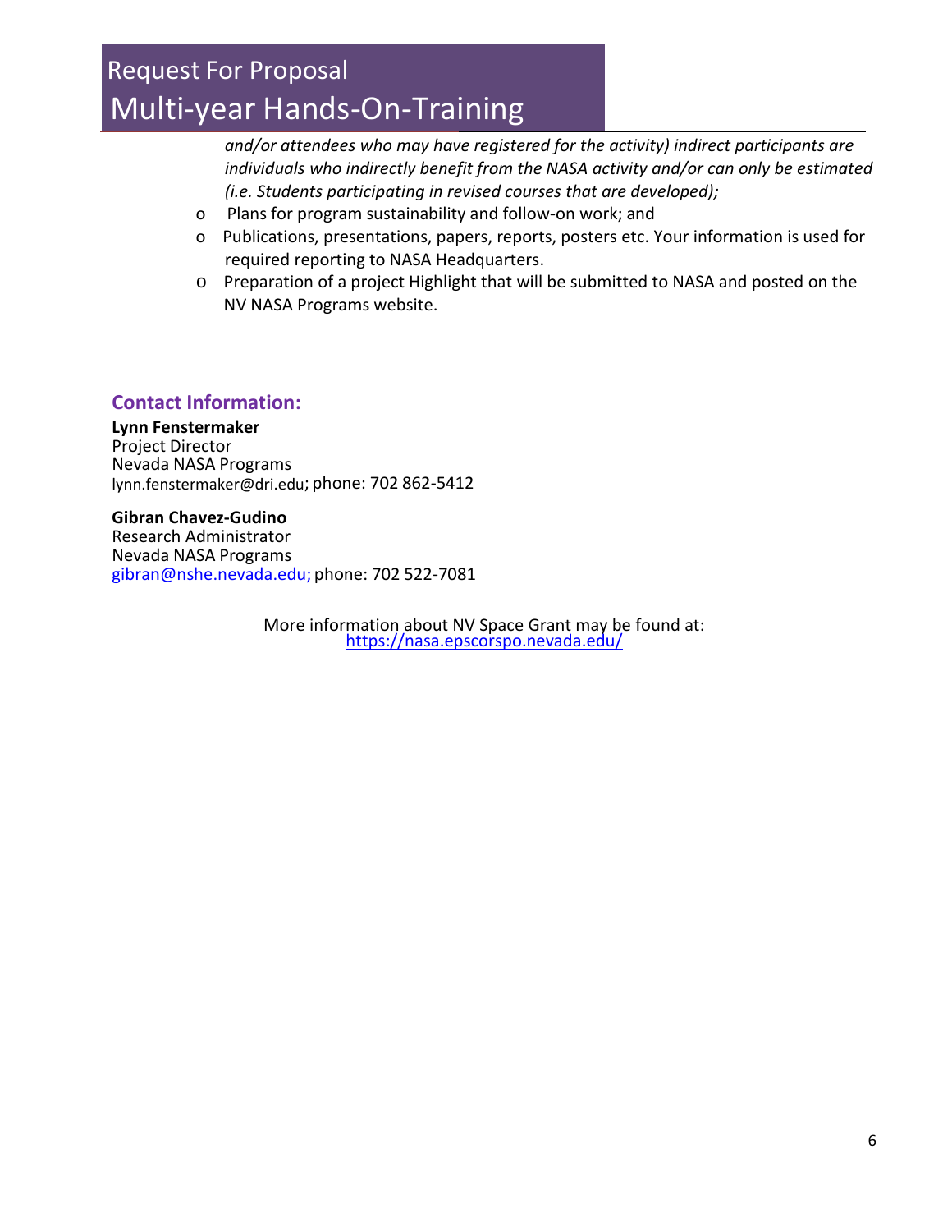*and/or attendees who may have registered for the activity) indirect participants are individuals who indirectly benefit from the NASA activity and/or can only be estimated (i.e. Students participating in revised courses that are developed);*

- Plans for program sustainability and follow-on work; and
- Publications, presentations, papers, reports, posters etc. Your information is used for required reporting to NASA Headquarters.
- Preparation of a project Highlight that will be submitted to NASA and posted on the NV NASA Programs website.

## Contact Information:

**Lynn Fenstermaker**
Project Director
Nevada NASA Programs
lynn.fenstermaker@dri.edu; phone: 702 862-5412

**Gibran Chavez-Gudino**
Research Administrator
Nevada NASA Programs
gibran@nshe.nevada.edu; phone: 702 522-7081

More information about NV Space Grant may be found at:
https://nasa.epscorspo.nevada.edu/